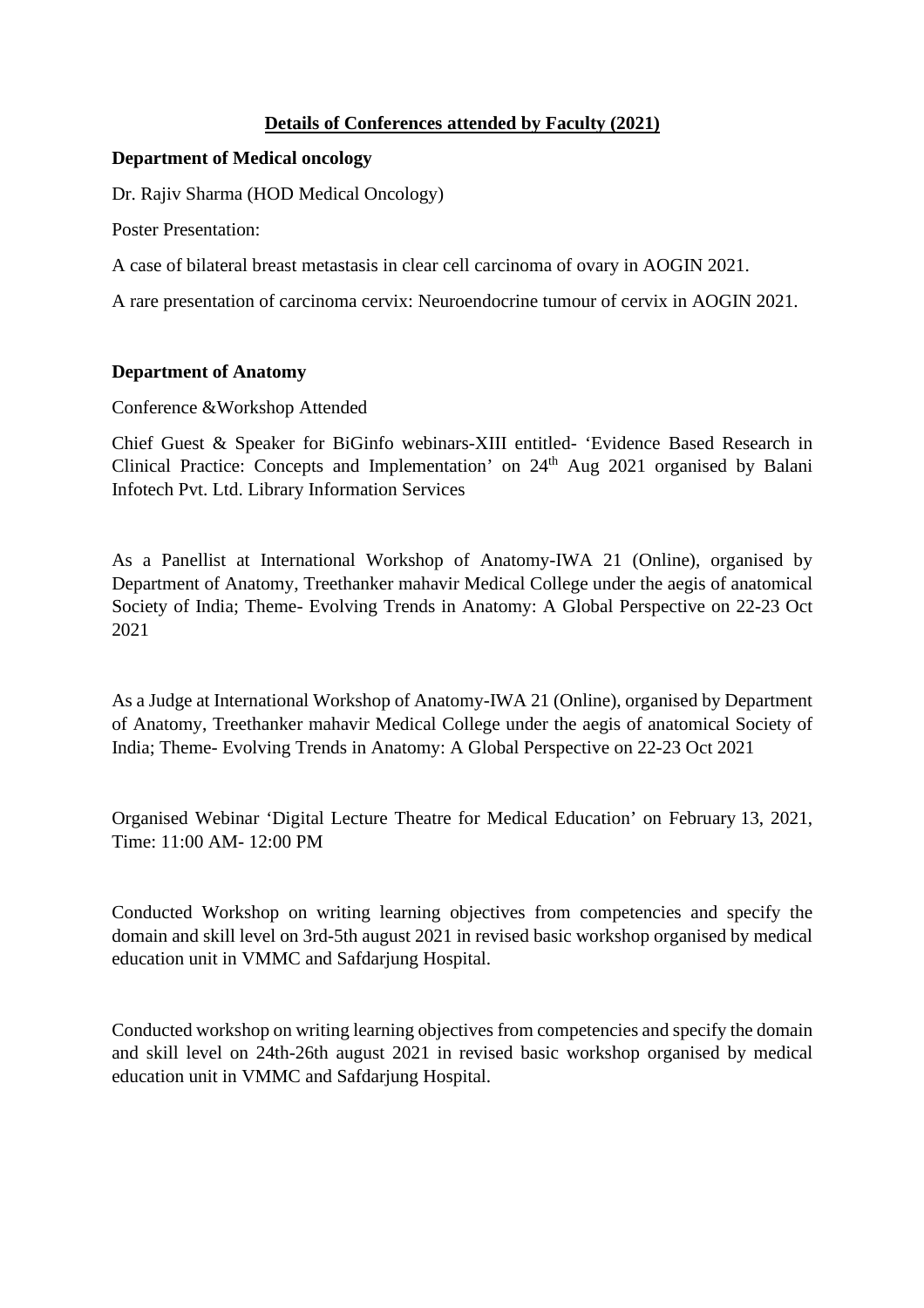## **Details of Conferences attended by Faculty (2021)**

**Department of Medical oncology**

Dr. Rajiv Sharma (HOD Medical Oncology)

Poster Presentation:

A case of bilateral breast metastasis in clear cell carcinoma of ovary in AOGIN 2021.

A rare presentation of carcinoma cervix: Neuroendocrine tumour of cervix in AOGIN 2021.

**Department of Anatomy**

Conference &Workshop Attended

Chief Guest & Speaker for BiGinfo webinars-XIII entitled- 'Evidence Based Research in Clinical Practice: Concepts and Implementation' on 24th Aug 2021 organised by Balani Infotech Pvt. Ltd. Library Information Services

As a Panellist at International Workshop of Anatomy-IWA 21 (Online), organised by Department of Anatomy, Treethanker mahavir Medical College under the aegis of anatomical Society of India; Theme- Evolving Trends in Anatomy: A Global Perspective on 22-23 Oct 2021

As a Judge at International Workshop of Anatomy-IWA 21 (Online), organised by Department of Anatomy, Treethanker mahavir Medical College under the aegis of anatomical Society of India; Theme- Evolving Trends in Anatomy: A Global Perspective on 22-23 Oct 2021

Organised Webinar 'Digital Lecture Theatre for Medical Education' on February 13, 2021, Time: 11:00 AM- 12:00 PM

Conducted Workshop on writing learning objectives from competencies and specify the domain and skill level on 3rd-5th august 2021 in revised basic workshop organised by medical education unit in VMMC and Safdarjung Hospital.

Conducted workshop on writing learning objectives from competencies and specify the domain and skill level on 24th-26th august 2021 in revised basic workshop organised by medical education unit in VMMC and Safdarjung Hospital.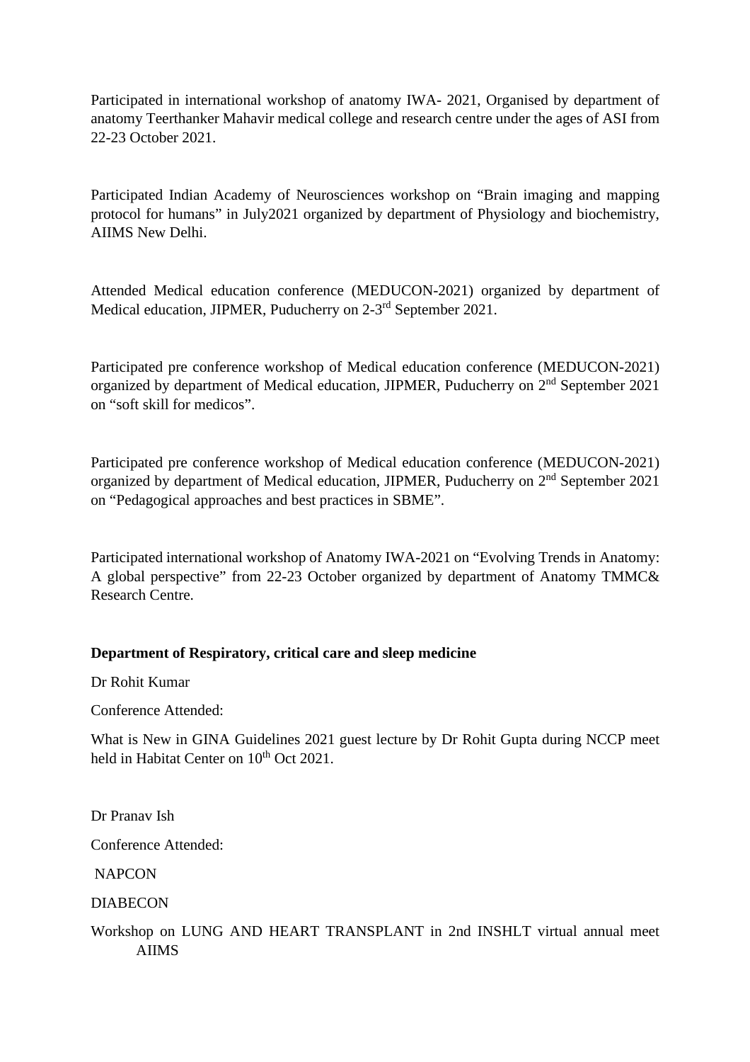Participated in international workshop of anatomy IWA- 2021, Organised by department of anatomy Teerthanker Mahavir medical college and research centre under the ages of ASI from 22-23 October 2021.

Participated Indian Academy of Neurosciences workshop on "Brain imaging and mapping protocol for humans" in July2021 organized by department of Physiology and biochemistry, AIIMS New Delhi.

Attended Medical education conference (MEDUCON-2021) organized by department of Medical education, JIPMER, Puducherry on 2-3rd September 2021.

Participated pre conference workshop of Medical education conference (MEDUCON-2021) organized by department of Medical education, JIPMER, Puducherry on 2nd September 2021 on "soft skill for medicos".

Participated pre conference workshop of Medical education conference (MEDUCON-2021) organized by department of Medical education, JIPMER, Puducherry on 2nd September 2021 on "Pedagogical approaches and best practices in SBME".

Participated international workshop of Anatomy IWA-2021 on "Evolving Trends in Anatomy: A global perspective" from 22-23 October organized by department of Anatomy TMMC& Research Centre.

**Department of Respiratory, critical care and sleep medicine**

Dr Rohit Kumar

Conference Attended:

What is New in GINA Guidelines 2021 guest lecture by Dr Rohit Gupta during NCCP meet held in Habitat Center on 10th Oct 2021.

Dr Pranav Ish

Conference Attended:

NAPCON

DIABECON

Workshop on LUNG AND HEART TRANSPLANT in 2nd INSHLT virtual annual meet AIIMS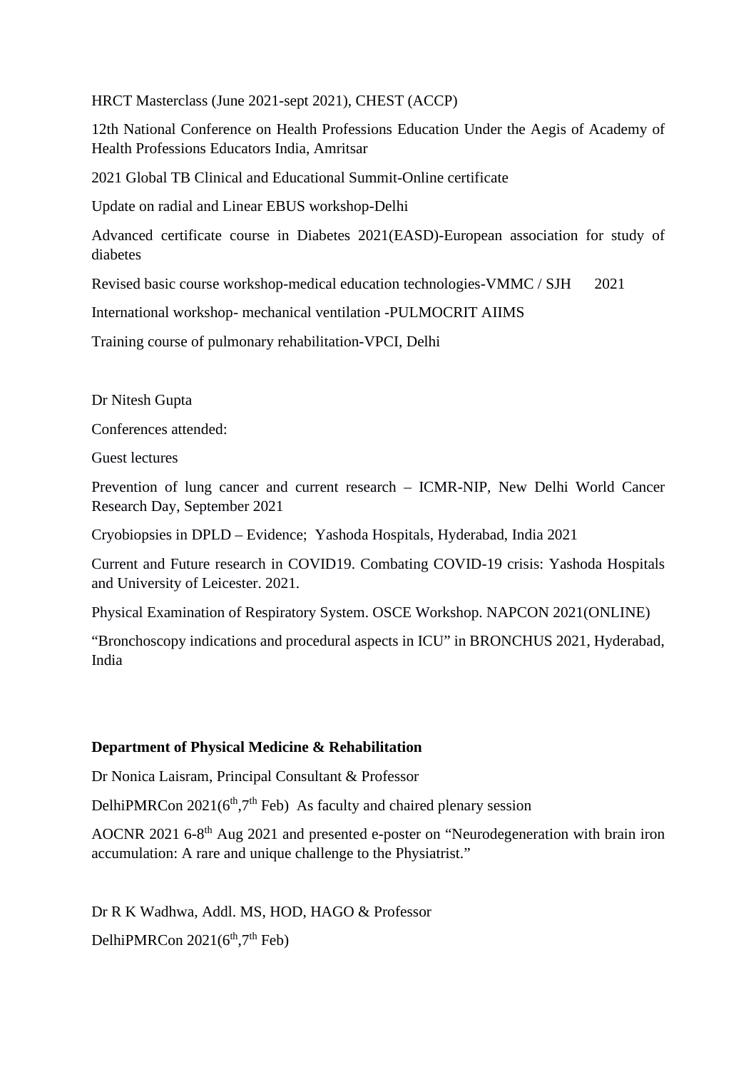HRCT Masterclass (June 2021-sept 2021), CHEST (ACCP)

12th National Conference on Health Professions Education Under the Aegis of Academy of Health Professions Educators India, Amritsar

2021 Global TB Clinical and Educational Summit-Online certificate

Update on radial and Linear EBUS workshop-Delhi

Advanced certificate course in Diabetes 2021(EASD)-European association for study of diabetes

Revised basic course workshop-medical education technologies-VMMC / SJH 2021

International workshop- mechanical ventilation -PULMOCRIT AIIMS

Training course of pulmonary rehabilitation-VPCI, Delhi

Dr Nitesh Gupta

Conferences attended:

Guest lectures

Prevention of lung cancer and current research – ICMR-NIP, New Delhi World Cancer Research Day, September 2021

Cryobiopsies in DPLD – Evidence; Yashoda Hospitals, Hyderabad, India 2021

Current and Future research in COVID19. Combating COVID-19 crisis: Yashoda Hospitals and University of Leicester. 2021.

Physical Examination of Respiratory System. OSCE Workshop. NAPCON 2021(ONLINE)

"Bronchoscopy indications and procedural aspects in ICU" in BRONCHUS 2021, Hyderabad, India

**Department of Physical Medicine & Rehabilitation**

Dr Nonica Laisram, Principal Consultant & Professor

DelhiPMRCon 2021(6th,7th Feb) As faculty and chaired plenary session

AOCNR 2021 6-8th Aug 2021 and presented e-poster on "Neurodegeneration with brain iron accumulation: A rare and unique challenge to the Physiatrist."

Dr R K Wadhwa, Addl. MS, HOD, HAGO & Professor

DelhiPMRCon 2021(6th,7th Feb)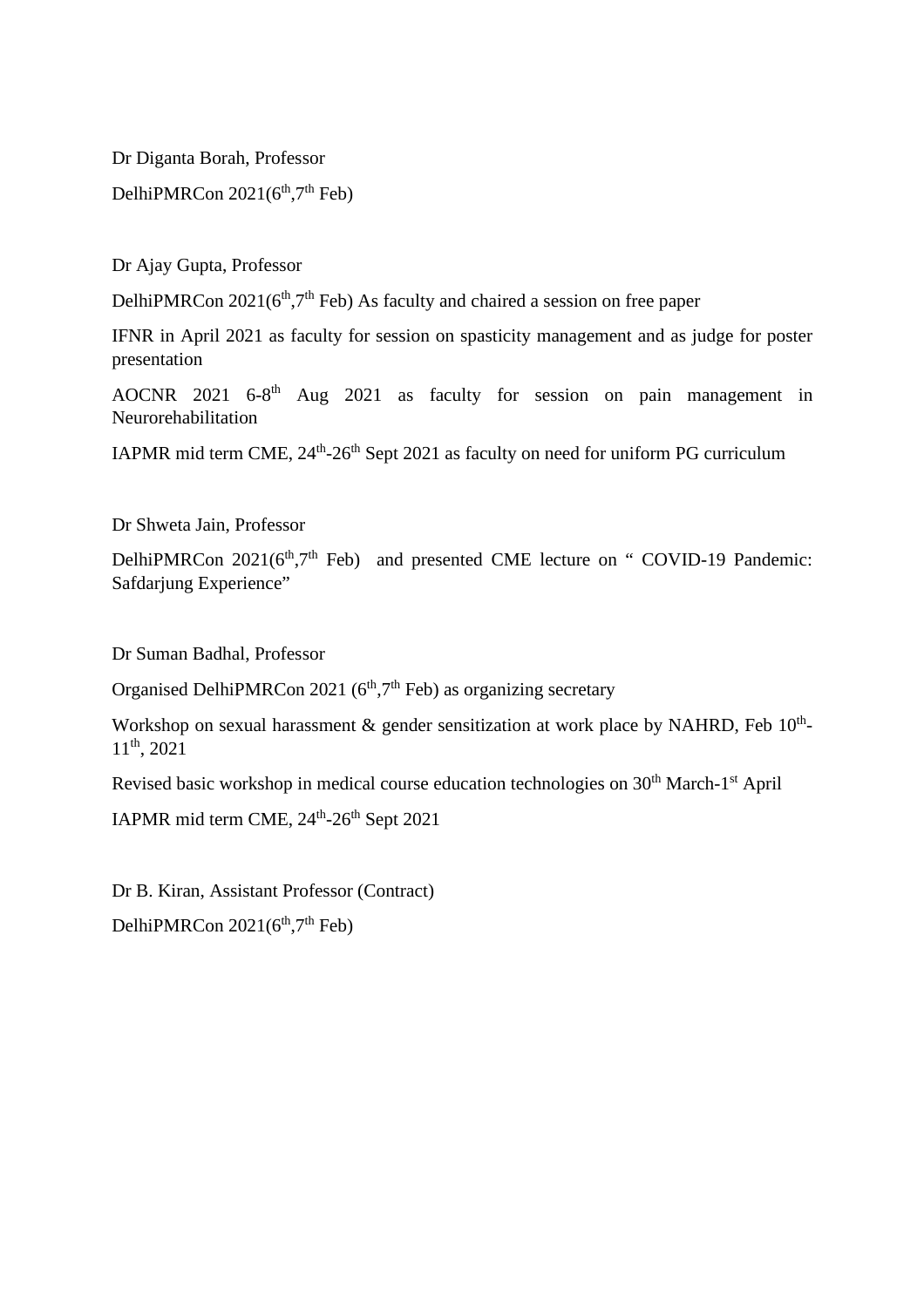Dr Diganta Borah, Professor

DelhiPMRCon 2021(6$^{th}$,7$^{th}$ Feb)

Dr Ajay Gupta, Professor

DelhiPMRCon 2021(6$^{th}$,7$^{th}$ Feb) As faculty and chaired a session on free paper

IFNR in April 2021 as faculty for session on spasticity management and as judge for poster presentation

AOCNR 2021 6-8$^{th}$ Aug 2021 as faculty for session on pain management in Neurorehabilitation

IAPMR mid term CME, 24$^{th}$-26$^{th}$ Sept 2021 as faculty on need for uniform PG curriculum

Dr Shweta Jain, Professor

DelhiPMRCon 2021(6$^{th}$,7$^{th}$ Feb) and presented CME lecture on " COVID-19 Pandemic: Safdarjung Experience"

Dr Suman Badhal, Professor

Organised DelhiPMRCon 2021 (6$^{th}$,7$^{th}$ Feb) as organizing secretary

Workshop on sexual harassment & gender sensitization at work place by NAHRD, Feb 10$^{th}$-11$^{th}$, 2021

Revised basic workshop in medical course education technologies on 30$^{th}$ March-1$^{st}$ April

IAPMR mid term CME, 24$^{th}$-26$^{th}$ Sept 2021

Dr B. Kiran, Assistant Professor (Contract)

DelhiPMRCon 2021(6$^{th}$,7$^{th}$ Feb)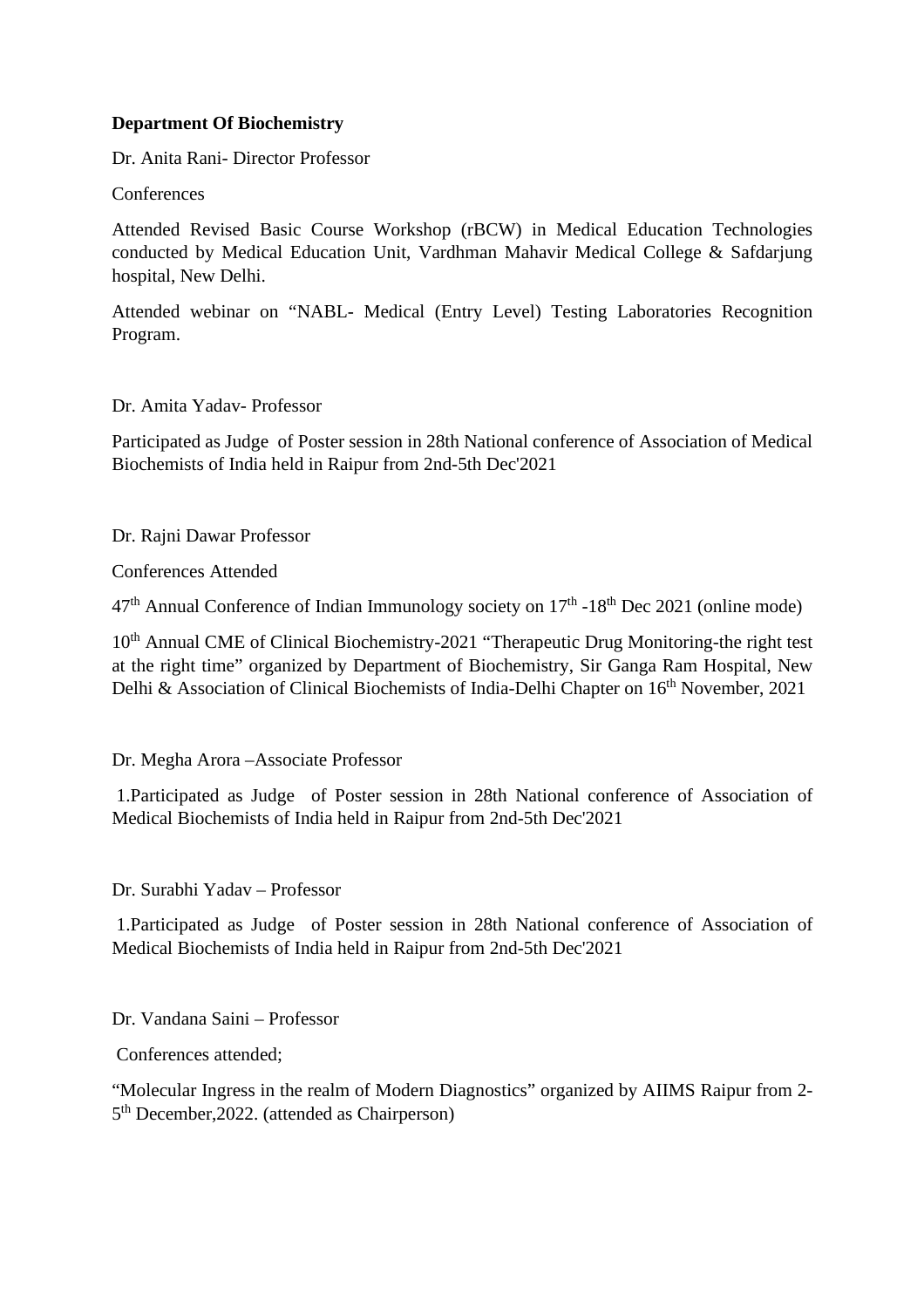**Department Of Biochemistry**

Dr. Anita Rani- Director Professor

Conferences

Attended Revised Basic Course Workshop (rBCW) in Medical Education Technologies conducted by Medical Education Unit, Vardhman Mahavir Medical College & Safdarjung hospital, New Delhi.

Attended webinar on "NABL- Medical (Entry Level) Testing Laboratories Recognition Program.

Dr. Amita Yadav- Professor

Participated as Judge of Poster session in 28th National conference of Association of Medical Biochemists of India held in Raipur from 2nd-5th Dec'2021

Dr. Rajni Dawar Professor

Conferences Attended

47th Annual Conference of Indian Immunology society on 17th -18th Dec 2021 (online mode)

10th Annual CME of Clinical Biochemistry-2021 "Therapeutic Drug Monitoring-the right test at the right time" organized by Department of Biochemistry, Sir Ganga Ram Hospital, New Delhi & Association of Clinical Biochemists of India-Delhi Chapter on 16th November, 2021

Dr. Megha Arora –Associate Professor

1.Participated as Judge of Poster session in 28th National conference of Association of Medical Biochemists of India held in Raipur from 2nd-5th Dec'2021

Dr. Surabhi Yadav – Professor

1.Participated as Judge of Poster session in 28th National conference of Association of Medical Biochemists of India held in Raipur from 2nd-5th Dec'2021

Dr. Vandana Saini – Professor

Conferences attended;

"Molecular Ingress in the realm of Modern Diagnostics" organized by AIIMS Raipur from 2-5th December,2022. (attended as Chairperson)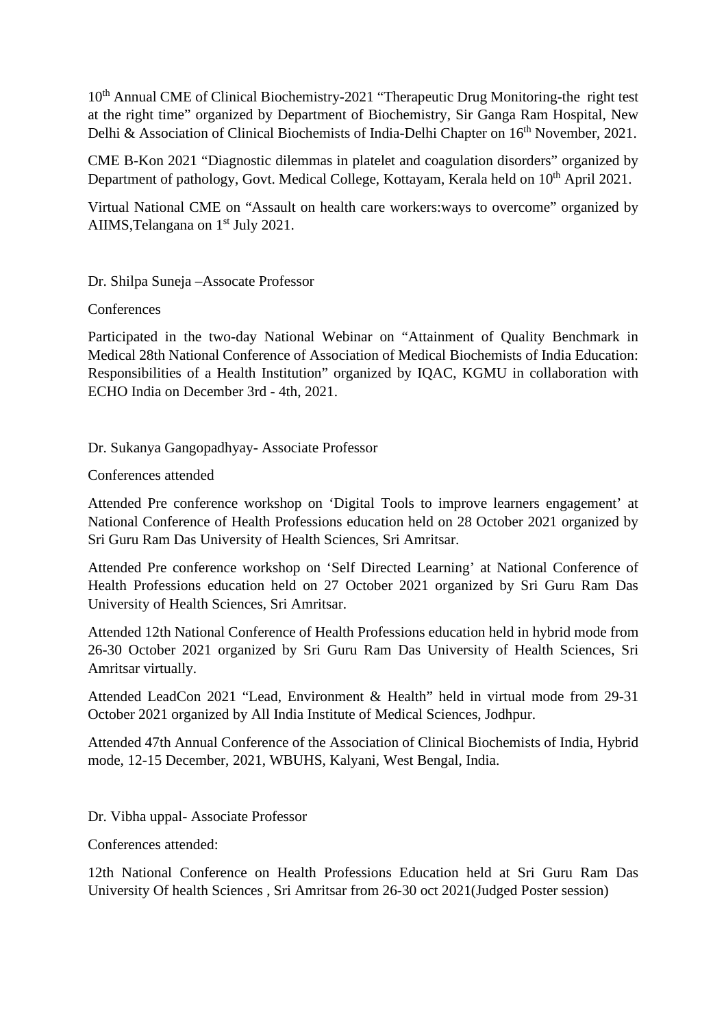10th Annual CME of Clinical Biochemistry-2021 "Therapeutic Drug Monitoring-the right test at the right time" organized by Department of Biochemistry, Sir Ganga Ram Hospital, New Delhi & Association of Clinical Biochemists of India-Delhi Chapter on 16th November, 2021.

CME B-Kon 2021 "Diagnostic dilemmas in platelet and coagulation disorders" organized by Department of pathology, Govt. Medical College, Kottayam, Kerala held on 10th April 2021.

Virtual National CME on "Assault on health care workers:ways to overcome" organized by AIIMS,Telangana on 1st July 2021.

Dr. Shilpa Suneja –Assocate Professor

Conferences

Participated in the two-day National Webinar on "Attainment of Quality Benchmark in Medical 28th National Conference of Association of Medical Biochemists of India Education: Responsibilities of a Health Institution" organized by IQAC, KGMU in collaboration with ECHO India on December 3rd - 4th, 2021.

Dr. Sukanya Gangopadhyay- Associate Professor

Conferences attended

Attended Pre conference workshop on 'Digital Tools to improve learners engagement' at National Conference of Health Professions education held on 28 October 2021 organized by Sri Guru Ram Das University of Health Sciences, Sri Amritsar.

Attended Pre conference workshop on 'Self Directed Learning' at National Conference of Health Professions education held on 27 October 2021 organized by Sri Guru Ram Das University of Health Sciences, Sri Amritsar.

Attended 12th National Conference of Health Professions education held in hybrid mode from 26-30 October 2021 organized by Sri Guru Ram Das University of Health Sciences, Sri Amritsar virtually.

Attended LeadCon 2021 "Lead, Environment & Health" held in virtual mode from 29-31 October 2021 organized by All India Institute of Medical Sciences, Jodhpur.

Attended 47th Annual Conference of the Association of Clinical Biochemists of India, Hybrid mode, 12-15 December, 2021, WBUHS, Kalyani, West Bengal, India.

Dr. Vibha uppal- Associate Professor

Conferences attended:

12th National Conference on Health Professions Education held at Sri Guru Ram Das University Of health Sciences , Sri Amritsar from 26-30 oct 2021(Judged Poster session)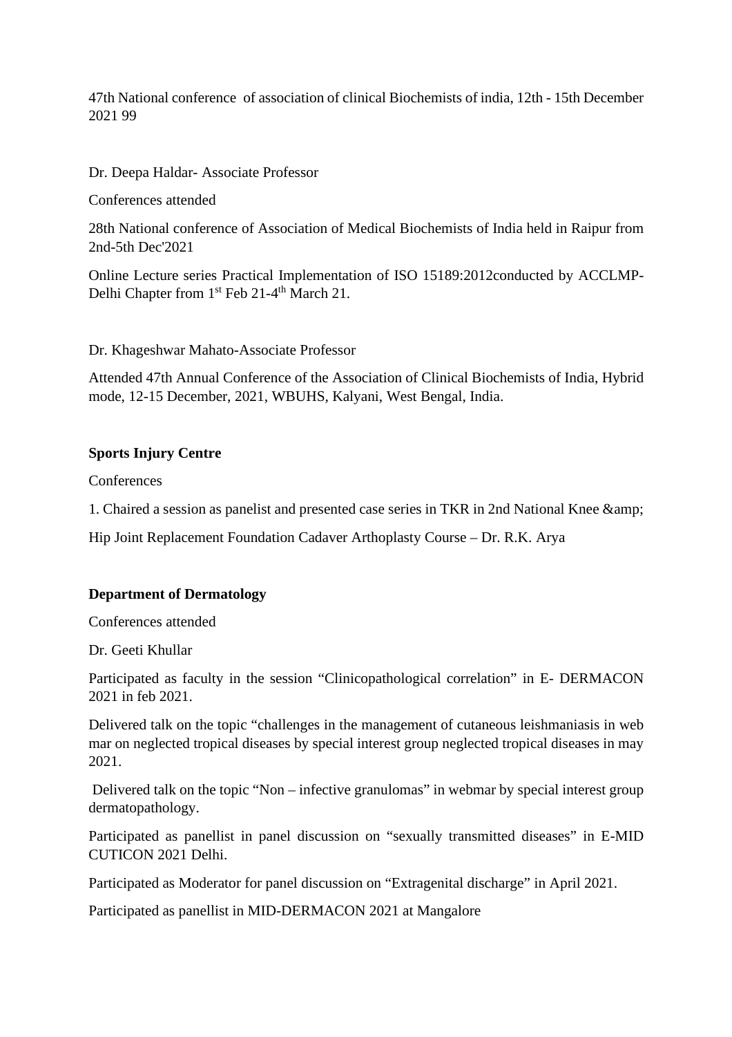47th National conference of association of clinical Biochemists of india, 12th - 15th December 2021 99

Dr. Deepa Haldar- Associate Professor

Conferences attended

28th National conference of Association of Medical Biochemists of India held in Raipur from 2nd-5th Dec'2021

Online Lecture series Practical Implementation of ISO 15189:2012conducted by ACCLMP-Delhi Chapter from 1st Feb 21-4th March 21.

Dr. Khageshwar Mahato-Associate Professor

Attended 47th Annual Conference of the Association of Clinical Biochemists of India, Hybrid mode, 12-15 December, 2021, WBUHS, Kalyani, West Bengal, India.

**Sports Injury Centre**

Conferences

1. Chaired a session as panelist and presented case series in TKR in 2nd National Knee &amp;

Hip Joint Replacement Foundation Cadaver Arthoplasty Course – Dr. R.K. Arya

**Department of Dermatology**

Conferences attended

Dr. Geeti Khullar

Participated as faculty in the session "Clinicopathological correlation" in E- DERMACON 2021 in feb 2021.

Delivered talk on the topic "challenges in the management of cutaneous leishmaniasis in web mar on neglected tropical diseases by special interest group neglected tropical diseases in may 2021.

Delivered talk on the topic "Non – infective granulomas" in webmar by special interest group dermatopathology.

Participated as panellist in panel discussion on "sexually transmitted diseases" in E-MID CUTICON 2021 Delhi.

Participated as Moderator for panel discussion on "Extragenital discharge" in April 2021.

Participated as panellist in MID-DERMACON 2021 at Mangalore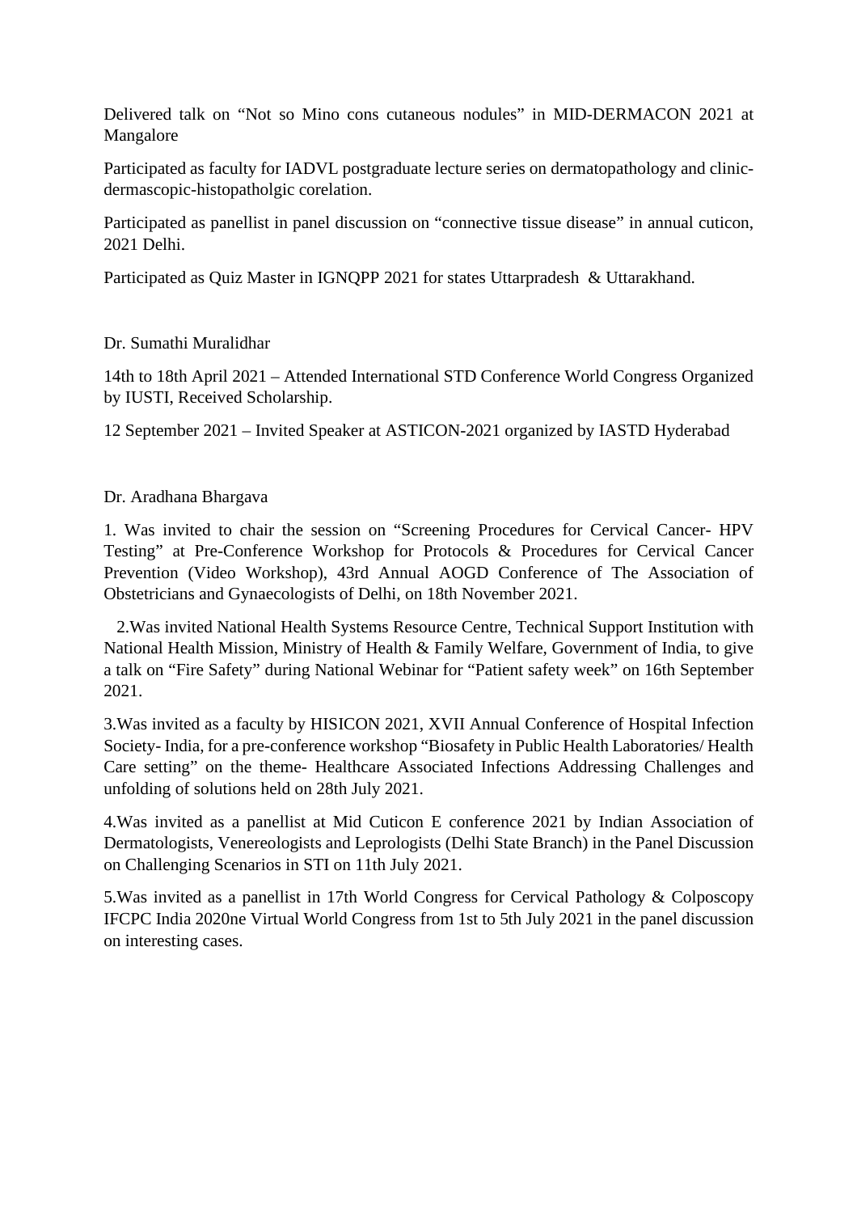Delivered talk on "Not so Mino cons cutaneous nodules" in MID-DERMACON 2021 at Mangalore

Participated as faculty for IADVL postgraduate lecture series on dermatopathology and clinic-dermascopic-histopatholgic corelation.

Participated as panellist in panel discussion on "connective tissue disease" in annual cuticon, 2021 Delhi.

Participated as Quiz Master in IGNQPP 2021 for states Uttarpradesh & Uttarakhand.

Dr. Sumathi Muralidhar

14th to 18th April 2021 – Attended International STD Conference World Congress Organized by IUSTI, Received Scholarship.

12 September 2021 – Invited Speaker at ASTICON-2021 organized by IASTD Hyderabad

Dr. Aradhana Bhargava

1. Was invited to chair the session on "Screening Procedures for Cervical Cancer- HPV Testing" at Pre-Conference Workshop for Protocols & Procedures for Cervical Cancer Prevention (Video Workshop), 43rd Annual AOGD Conference of The Association of Obstetricians and Gynaecologists of Delhi, on 18th November 2021.

2.Was invited National Health Systems Resource Centre, Technical Support Institution with National Health Mission, Ministry of Health & Family Welfare, Government of India, to give a talk on "Fire Safety" during National Webinar for "Patient safety week" on 16th September 2021.

3.Was invited as a faculty by HISICON 2021, XVII Annual Conference of Hospital Infection Society- India, for a pre-conference workshop "Biosafety in Public Health Laboratories/ Health Care setting" on the theme- Healthcare Associated Infections Addressing Challenges and unfolding of solutions held on 28th July 2021.

4.Was invited as a panellist at Mid Cuticon E conference 2021 by Indian Association of Dermatologists, Venereologists and Leprologists (Delhi State Branch) in the Panel Discussion on Challenging Scenarios in STI on 11th July 2021.

5.Was invited as a panellist in 17th World Congress for Cervical Pathology & Colposcopy IFCPC India 2020ne Virtual World Congress from 1st to 5th July 2021 in the panel discussion on interesting cases.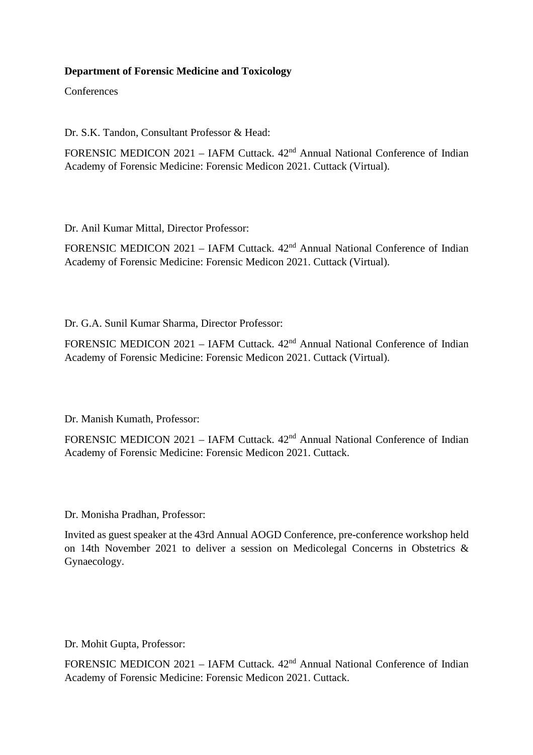**Department of Forensic Medicine and Toxicology**

Conferences

Dr. S.K. Tandon, Consultant Professor & Head:

FORENSIC MEDICON 2021 – IAFM Cuttack. 42nd Annual National Conference of Indian Academy of Forensic Medicine: Forensic Medicon 2021. Cuttack (Virtual).

Dr. Anil Kumar Mittal, Director Professor:

FORENSIC MEDICON 2021 – IAFM Cuttack. 42nd Annual National Conference of Indian Academy of Forensic Medicine: Forensic Medicon 2021. Cuttack (Virtual).

Dr. G.A. Sunil Kumar Sharma, Director Professor:

FORENSIC MEDICON 2021 – IAFM Cuttack. 42nd Annual National Conference of Indian Academy of Forensic Medicine: Forensic Medicon 2021. Cuttack (Virtual).

Dr. Manish Kumath, Professor:

FORENSIC MEDICON 2021 – IAFM Cuttack. 42nd Annual National Conference of Indian Academy of Forensic Medicine: Forensic Medicon 2021. Cuttack.

Dr. Monisha Pradhan, Professor:

Invited as guest speaker at the 43rd Annual AOGD Conference, pre-conference workshop held on 14th November 2021 to deliver a session on Medicolegal Concerns in Obstetrics & Gynaecology.

Dr. Mohit Gupta, Professor:

FORENSIC MEDICON 2021 – IAFM Cuttack. 42nd Annual National Conference of Indian Academy of Forensic Medicine: Forensic Medicon 2021. Cuttack.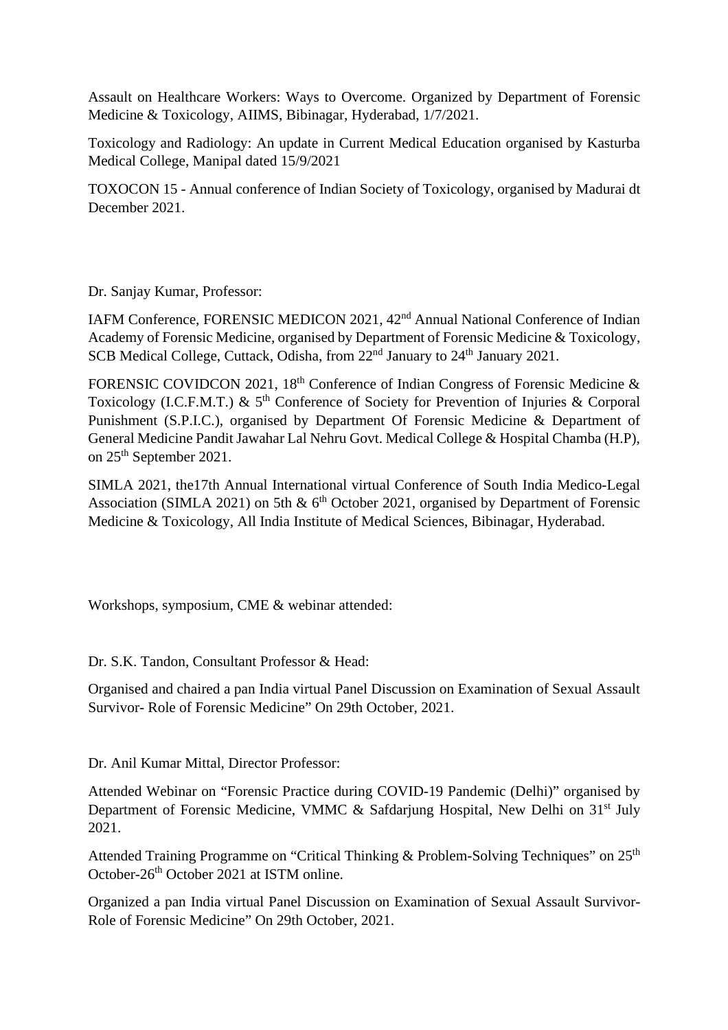Assault on Healthcare Workers: Ways to Overcome. Organized by Department of Forensic Medicine & Toxicology, AIIMS, Bibinagar, Hyderabad, 1/7/2021.

Toxicology and Radiology: An update in Current Medical Education organised by Kasturba Medical College, Manipal dated 15/9/2021

TOXOCON 15 - Annual conference of Indian Society of Toxicology, organised by Madurai dt December 2021.

Dr. Sanjay Kumar, Professor:

IAFM Conference, FORENSIC MEDICON 2021, 42nd Annual National Conference of Indian Academy of Forensic Medicine, organised by Department of Forensic Medicine & Toxicology, SCB Medical College, Cuttack, Odisha, from 22nd January to 24th January 2021.

FORENSIC COVIDCON 2021, 18th Conference of Indian Congress of Forensic Medicine & Toxicology (I.C.F.M.T.) & 5th Conference of Society for Prevention of Injuries & Corporal Punishment (S.P.I.C.), organised by Department Of Forensic Medicine & Department of General Medicine Pandit Jawahar Lal Nehru Govt. Medical College & Hospital Chamba (H.P), on 25th September 2021.

SIMLA 2021, the17th Annual International virtual Conference of South India Medico-Legal Association (SIMLA 2021) on 5th & 6th October 2021, organised by Department of Forensic Medicine & Toxicology, All India Institute of Medical Sciences, Bibinagar, Hyderabad.

Workshops, symposium, CME & webinar attended:

Dr. S.K. Tandon, Consultant Professor & Head:

Organised and chaired a pan India virtual Panel Discussion on Examination of Sexual Assault Survivor- Role of Forensic Medicine" On 29th October, 2021.

Dr. Anil Kumar Mittal, Director Professor:

Attended Webinar on "Forensic Practice during COVID-19 Pandemic (Delhi)" organised by Department of Forensic Medicine, VMMC & Safdarjung Hospital, New Delhi on 31st July 2021.

Attended Training Programme on "Critical Thinking & Problem-Solving Techniques" on 25th October-26th October 2021 at ISTM online.

Organized a pan India virtual Panel Discussion on Examination of Sexual Assault Survivor-Role of Forensic Medicine" On 29th October, 2021.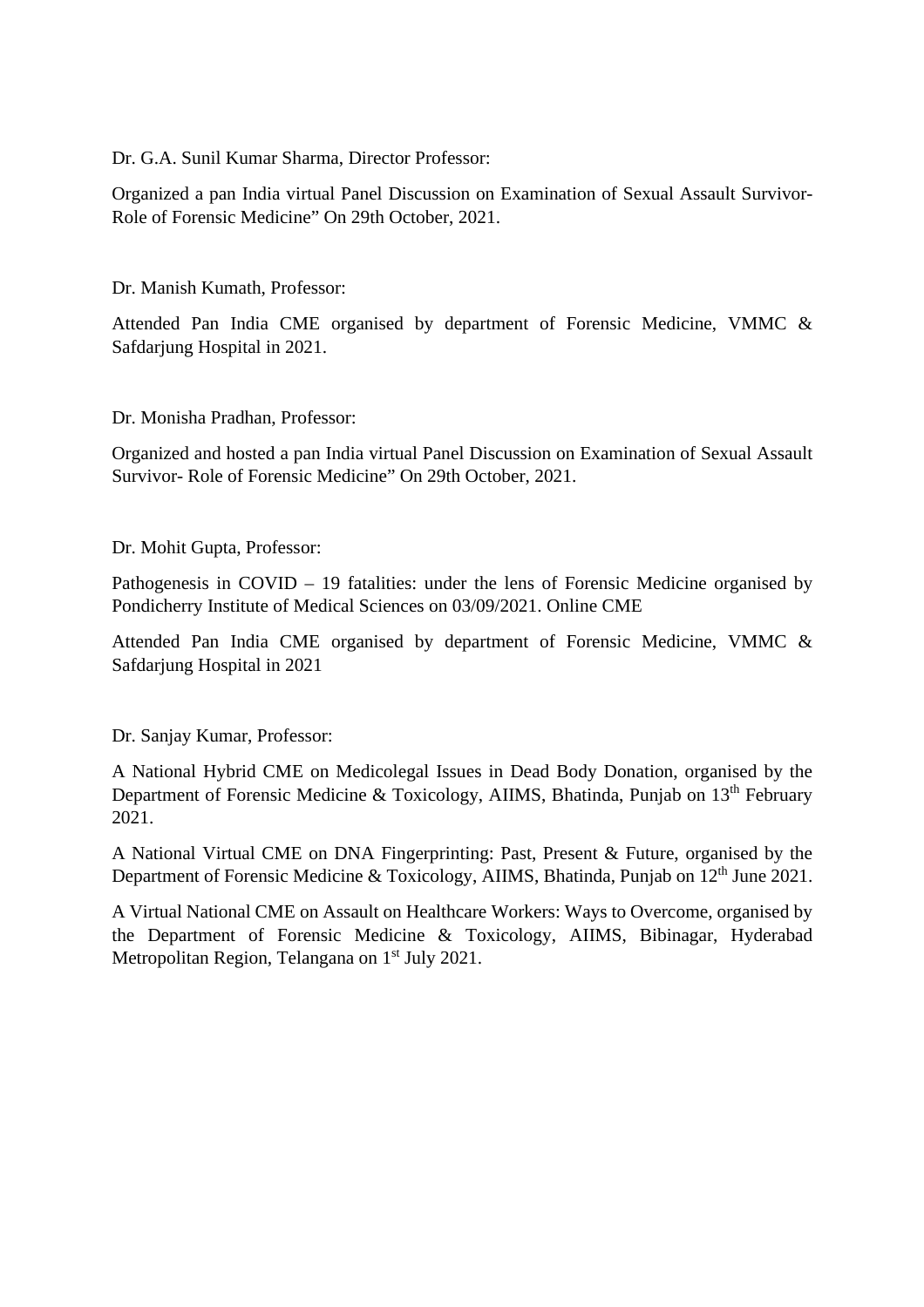Dr. G.A. Sunil Kumar Sharma, Director Professor:

Organized a pan India virtual Panel Discussion on Examination of Sexual Assault Survivor- Role of Forensic Medicine" On 29th October, 2021.

Dr. Manish Kumath, Professor:

Attended Pan India CME organised by department of Forensic Medicine, VMMC & Safdarjung Hospital in 2021.

Dr. Monisha Pradhan, Professor:

Organized and hosted a pan India virtual Panel Discussion on Examination of Sexual Assault Survivor- Role of Forensic Medicine" On 29th October, 2021.

Dr. Mohit Gupta, Professor:

Pathogenesis in COVID – 19 fatalities: under the lens of Forensic Medicine organised by Pondicherry Institute of Medical Sciences on 03/09/2021. Online CME

Attended Pan India CME organised by department of Forensic Medicine, VMMC & Safdarjung Hospital in 2021

Dr. Sanjay Kumar, Professor:

A National Hybrid CME on Medicolegal Issues in Dead Body Donation, organised by the Department of Forensic Medicine & Toxicology, AIIMS, Bhatinda, Punjab on 13th February 2021.

A National Virtual CME on DNA Fingerprinting: Past, Present & Future, organised by the Department of Forensic Medicine & Toxicology, AIIMS, Bhatinda, Punjab on 12th June 2021.

A Virtual National CME on Assault on Healthcare Workers: Ways to Overcome, organised by the Department of Forensic Medicine & Toxicology, AIIMS, Bibinagar, Hyderabad Metropolitan Region, Telangana on 1st July 2021.